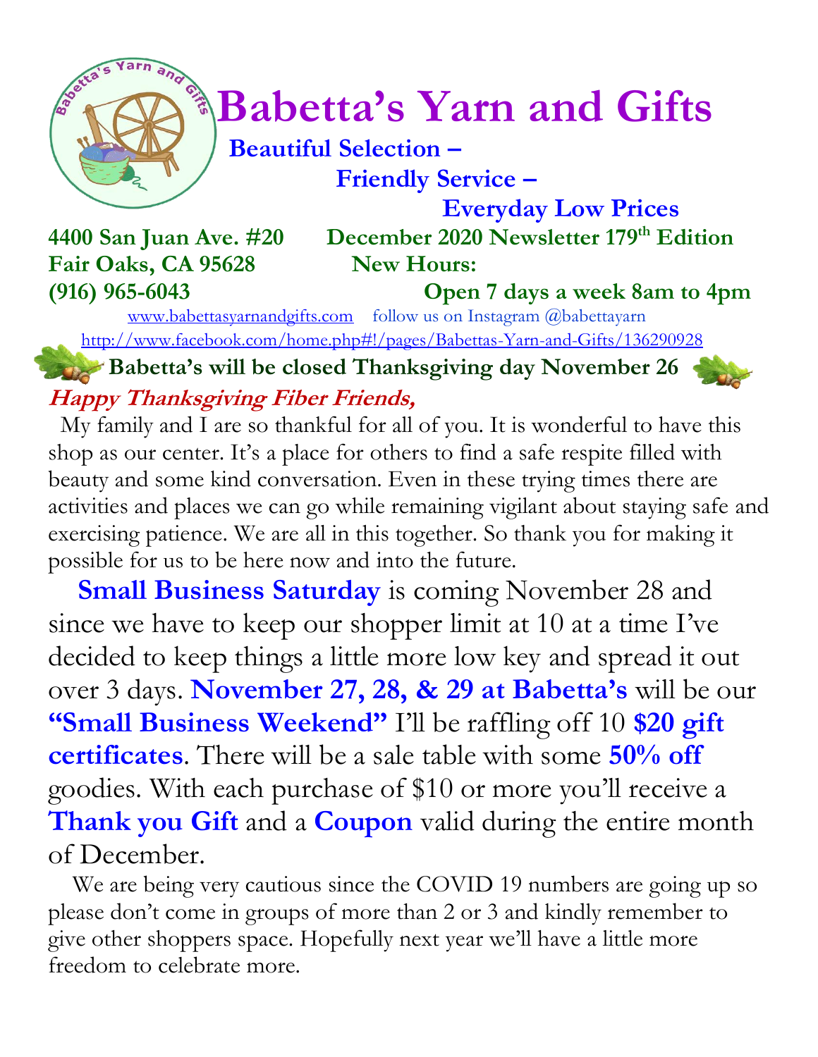# Babetta's Yarn and Gifts

**Beautiful Selection –**
**Friendly Service –**
**Everyday Low Prices**

**4400 San Juan Ave. #20**
**Fair Oaks, CA 95628**
**(916) 965-6043**

**December 2020 Newsletter 179th Edition**
**New Hours:**
**Open 7 days a week 8am to 4pm**

www.babettasyarnandgifts.com follow us on Instagram @babettayarn
http://www.facebook.com/home.php#!/pages/Babettas-Yarn-and-Gifts/136290928

**Babetta's will be closed Thanksgiving day November 26**

***Happy Thanksgiving Fiber Friends,***

My family and I are so thankful for all of you. It is wonderful to have this shop as our center. It's a place for others to find a safe respite filled with beauty and some kind conversation. Even in these trying times there are activities and places we can go while remaining vigilant about staying safe and exercising patience. We are all in this together. So thank you for making it possible for us to be here now and into the future.

**Small Business Saturday** is coming November 28 and since we have to keep our shopper limit at 10 at a time I've decided to keep things a little more low key and spread it out over 3 days. **November 27, 28, & 29 at Babetta's** will be our **"Small Business Weekend"** I'll be raffling off 10 **$20 gift certificates**. There will be a sale table with some **50% off** goodies. With each purchase of $10 or more you'll receive a **Thank you Gift** and a **Coupon** valid during the entire month of December.

We are being very cautious since the COVID 19 numbers are going up so please don't come in groups of more than 2 or 3 and kindly remember to give other shoppers space. Hopefully next year we'll have a little more freedom to celebrate more.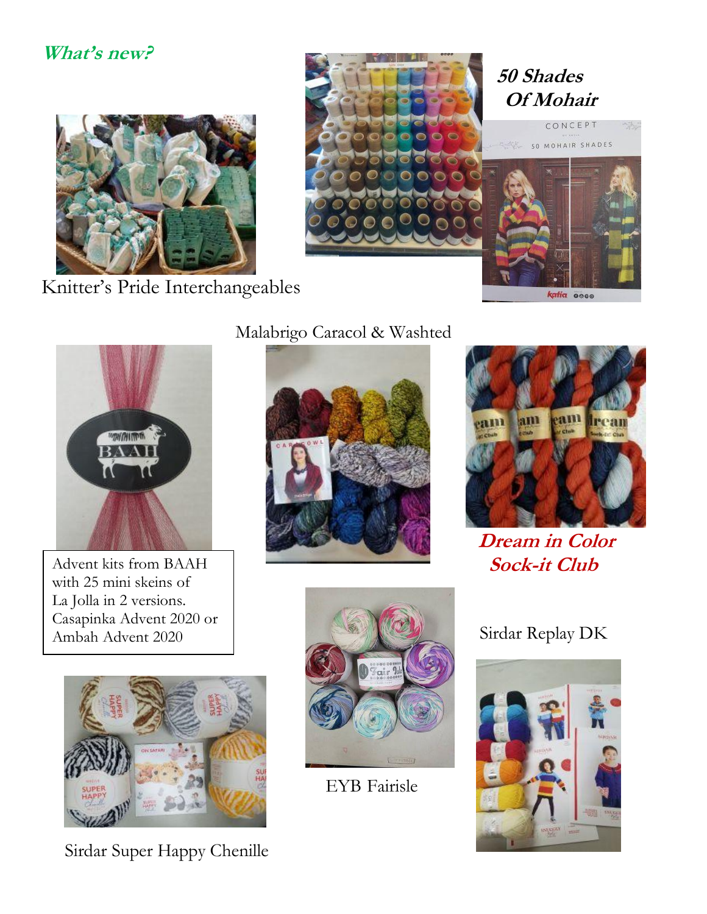## *What's new?*

Knitter's Pride Interchangeables

***50 Shades Of Mohair***

Malabrigo Caracol & Washted

Advent kits from BAAH with 25 mini skeins of La Jolla in 2 versions. Casapinka Advent 2020 or Ambah Advent 2020

***Dream in Color Sock-it Club***

Sirdar Replay DK

EYB Fairisle

Sirdar Super Happy Chenille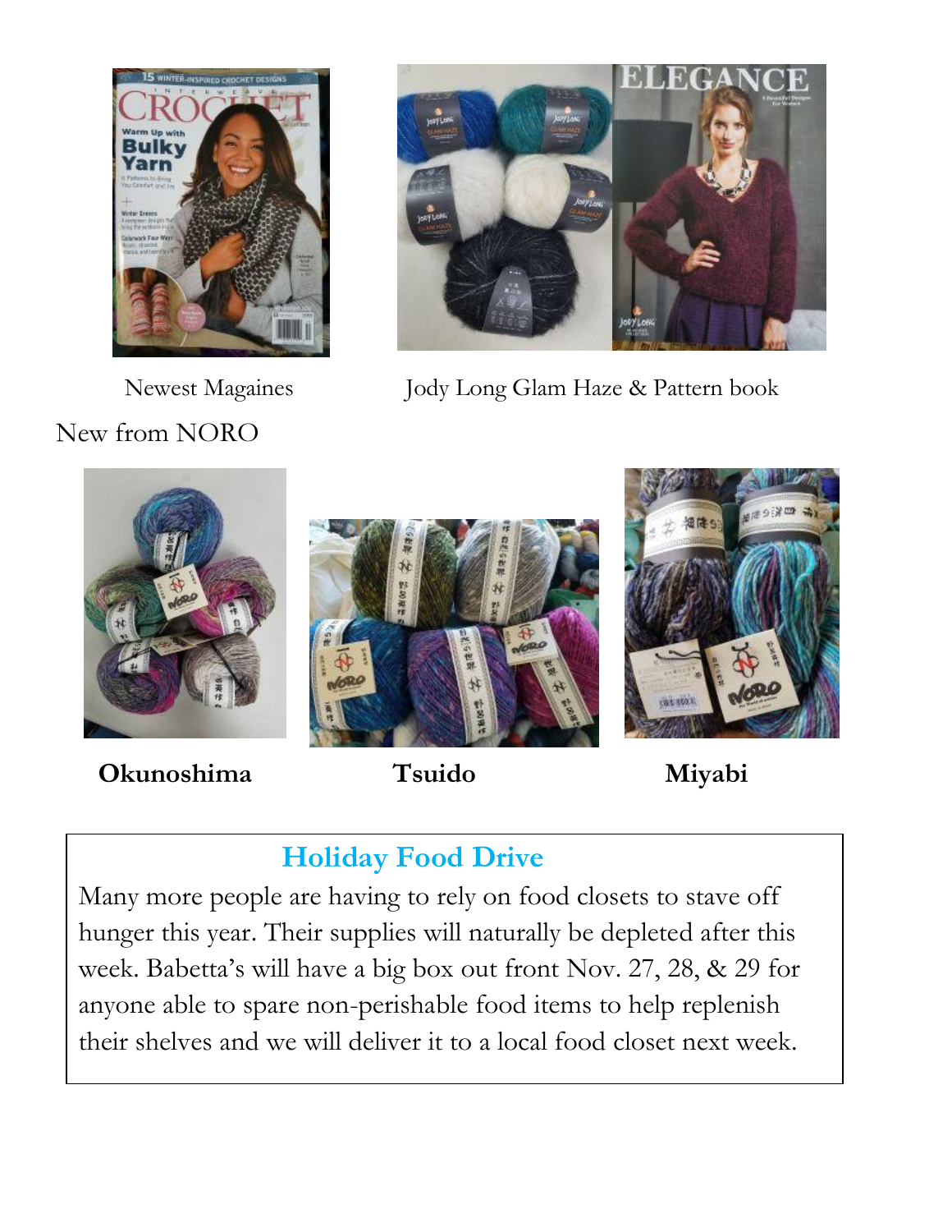Newest Magaines

Jody Long Glam Haze & Pattern book

New from NORO

**Okunoshima**

**Tsuido**

**Miyabi**

## Holiday Food Drive

Many more people are having to rely on food closets to stave off hunger this year. Their supplies will naturally be depleted after this week. Babetta's will have a big box out front Nov. 27, 28, & 29 for anyone able to spare non-perishable food items to help replenish their shelves and we will deliver it to a local food closet next week.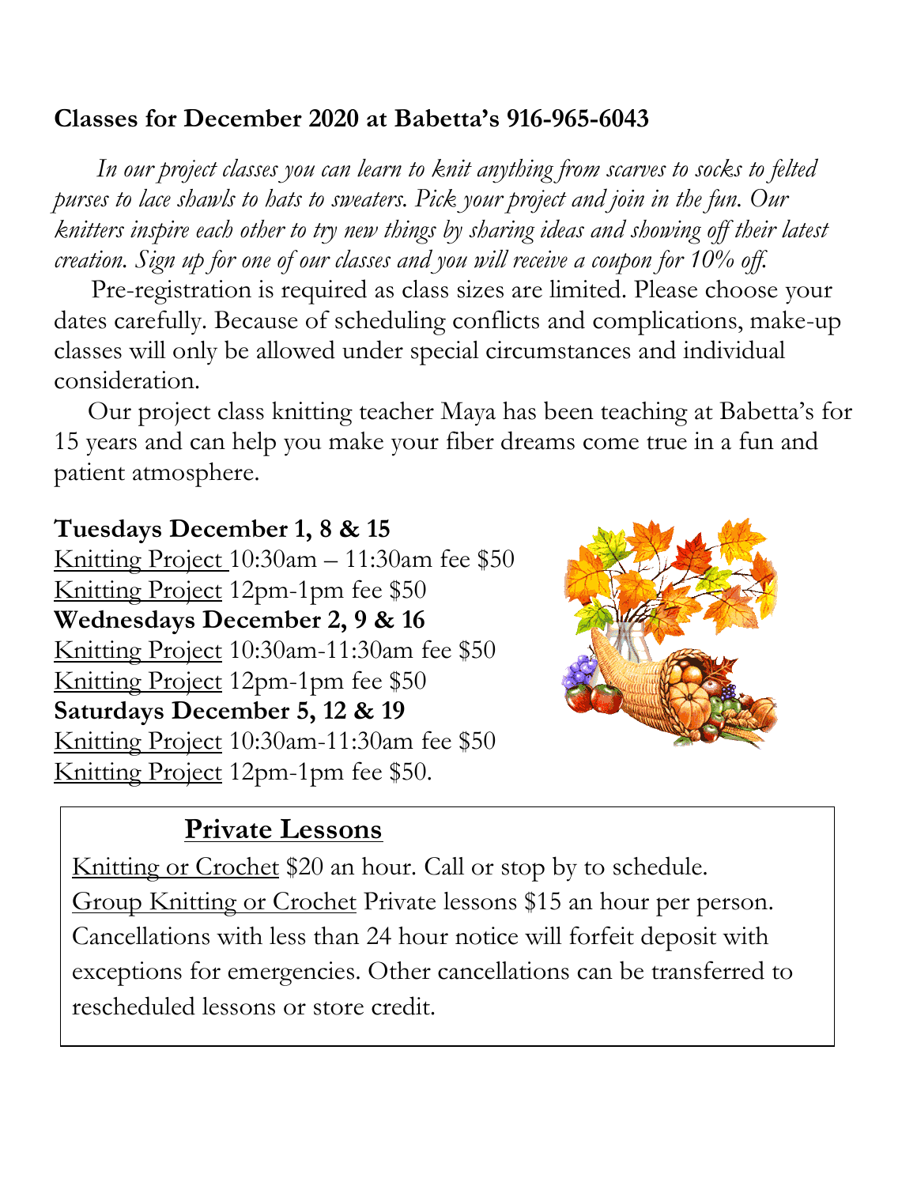**Classes for December 2020 at Babetta's 916-965-6043**

*In our project classes you can learn to knit anything from scarves to socks to felted purses to lace shawls to hats to sweaters. Pick your project and join in the fun. Our knitters inspire each other to try new things by sharing ideas and showing off their latest creation. Sign up for one of our classes and you will receive a coupon for 10% off.*

Pre-registration is required as class sizes are limited. Please choose your dates carefully. Because of scheduling conflicts and complications, make-up classes will only be allowed under special circumstances and individual consideration.

Our project class knitting teacher Maya has been teaching at Babetta's for 15 years and can help you make your fiber dreams come true in a fun and patient atmosphere.

**Tuesdays December 1, 8 & 15**
Knitting Project 10:30am – 11:30am fee $50
Knitting Project 12pm-1pm fee $50
**Wednesdays December 2, 9 & 16**
Knitting Project 10:30am-11:30am fee $50
Knitting Project 12pm-1pm fee $50
**Saturdays December 5, 12 & 19**
Knitting Project 10:30am-11:30am fee $50
Knitting Project 12pm-1pm fee $50.

## Private Lessons

Knitting or Crochet $20 an hour. Call or stop by to schedule.
Group Knitting or Crochet Private lessons $15 an hour per person.
Cancellations with less than 24 hour notice will forfeit deposit with exceptions for emergencies. Other cancellations can be transferred to rescheduled lessons or store credit.